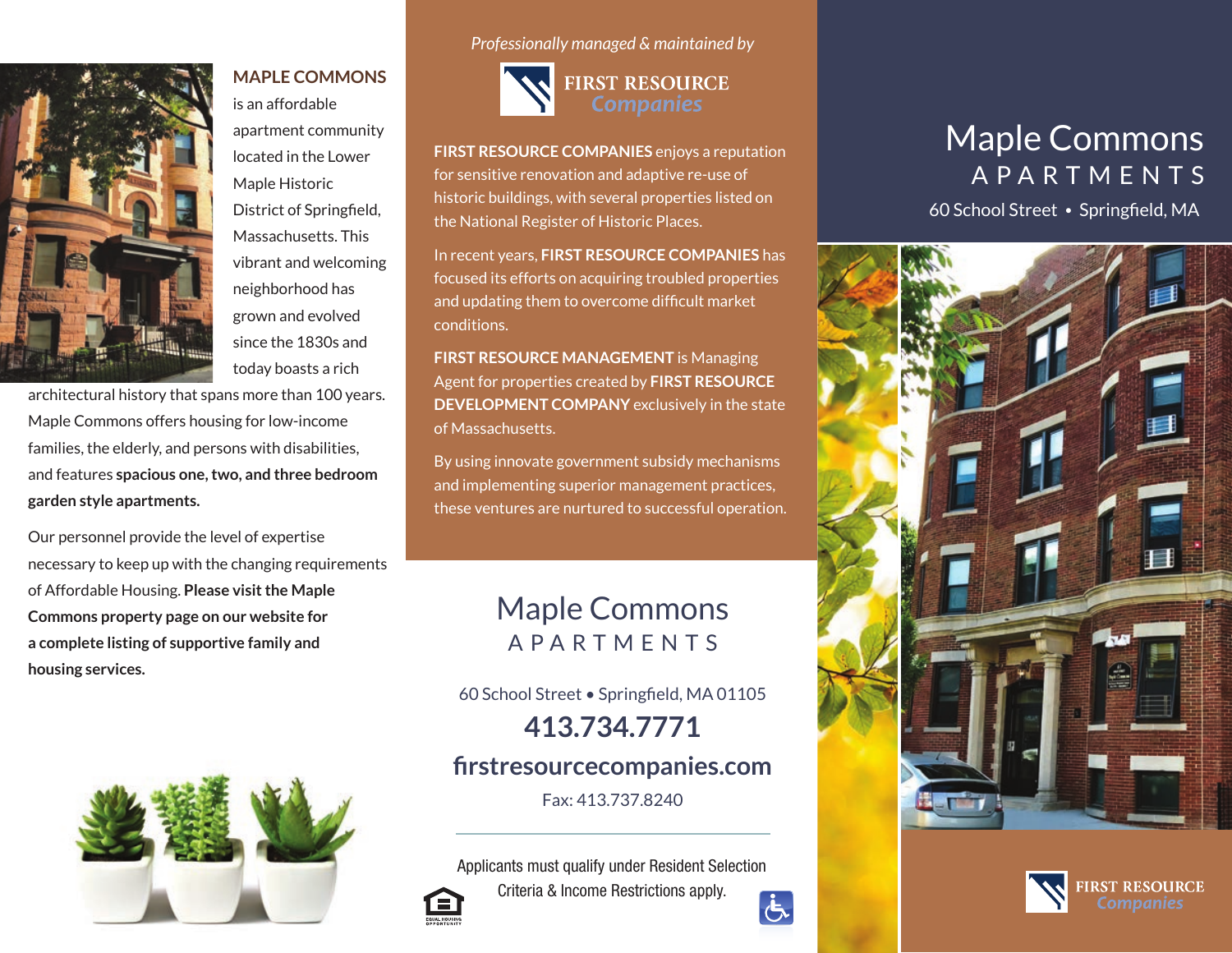**MAPLE COMMONS** is an affordable apartment community located in the Lower Maple Historic District of Springfield, Massachusetts. This vibrant and welcoming neighborhood has grown and evolved since the 1830s and today boasts a rich architectural history that spans more than 100 years. Maple Commons offers housing for low-income families, the elderly, and persons with disabilities, and features **spacious one, two, and three bedroom garden style apartments.**

Our personnel provide the level of expertise necessary to keep up with the changing requirements of Affordable Housing. **Please visit the Maple Commons property page on our website for a complete listing of supportive family and housing services.**

*Professionally managed & maintained by*

FIRST RESOURCE Companies

**FIRST RESOURCE COMPANIES** enjoys a reputation for sensitive renovation and adaptive re-use of historic buildings, with several properties listed on the National Register of Historic Places.

In recent years, **FIRST RESOURCE COMPANIES** has focused its efforts on acquiring troubled properties and updating them to overcome difficult market conditions.

**FIRST RESOURCE MANAGEMENT** is Managing Agent for properties created by **FIRST RESOURCE DEVELOPMENT COMPANY** exclusively in the state of Massachusetts.

By using innovate government subsidy mechanisms and implementing superior management practices, these ventures are nurtured to successful operation.

## Maple Commons APARTMENTS

60 School Street • Springfield, MA 01105

**413.734.7771**

**firstresourcecompanies.com**

Fax: 413.737.8240

Applicants must qualify under Resident Selection Criteria & Income Restrictions apply.

EQUAL HOUSING OPPORTUNITY

# Maple Commons APARTMENTS

60 School Street • Springfield, MA

FIRST RESOURCE Companies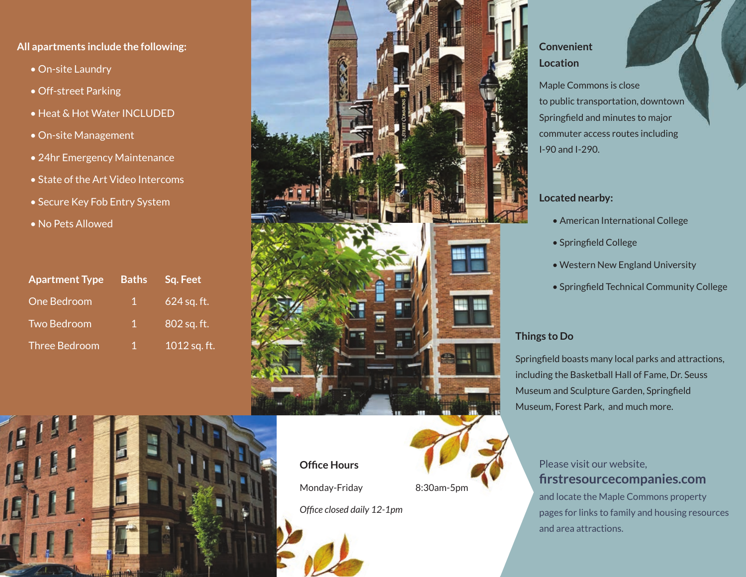**All apartments include the following:**

- On-site Laundry
- Off-street Parking
- Heat & Hot Water INCLUDED
- On-site Management
- 24hr Emergency Maintenance
- State of the Art Video Intercoms
- Secure Key Fob Entry System
- No Pets Allowed

| Apartment Type | Baths | Sq. Feet |
|---|---|---|
| One Bedroom | 1 | 624 sq. ft. |
| Two Bedroom | 1 | 802 sq. ft. |
| Three Bedroom | 1 | 1012 sq. ft. |

## Convenient Location

Maple Commons is close to public transportation, downtown Springfield and minutes to major commuter access routes including I-90 and I-290.

**Located nearby:**

- American International College
- Springfield College
- Western New England University
- Springfield Technical Community College

## Things to Do

Springfield boasts many local parks and attractions, including the Basketball Hall of Fame, Dr. Seuss Museum and Sculpture Garden, Springfield Museum, Forest Park, and much more.

## Office Hours

Monday-Friday 8:30am-5pm

*Office closed daily 12-1pm*

Please visit our website,
**firstresourcecompanies.com**
and locate the Maple Commons property pages for links to family and housing resources and area attractions.